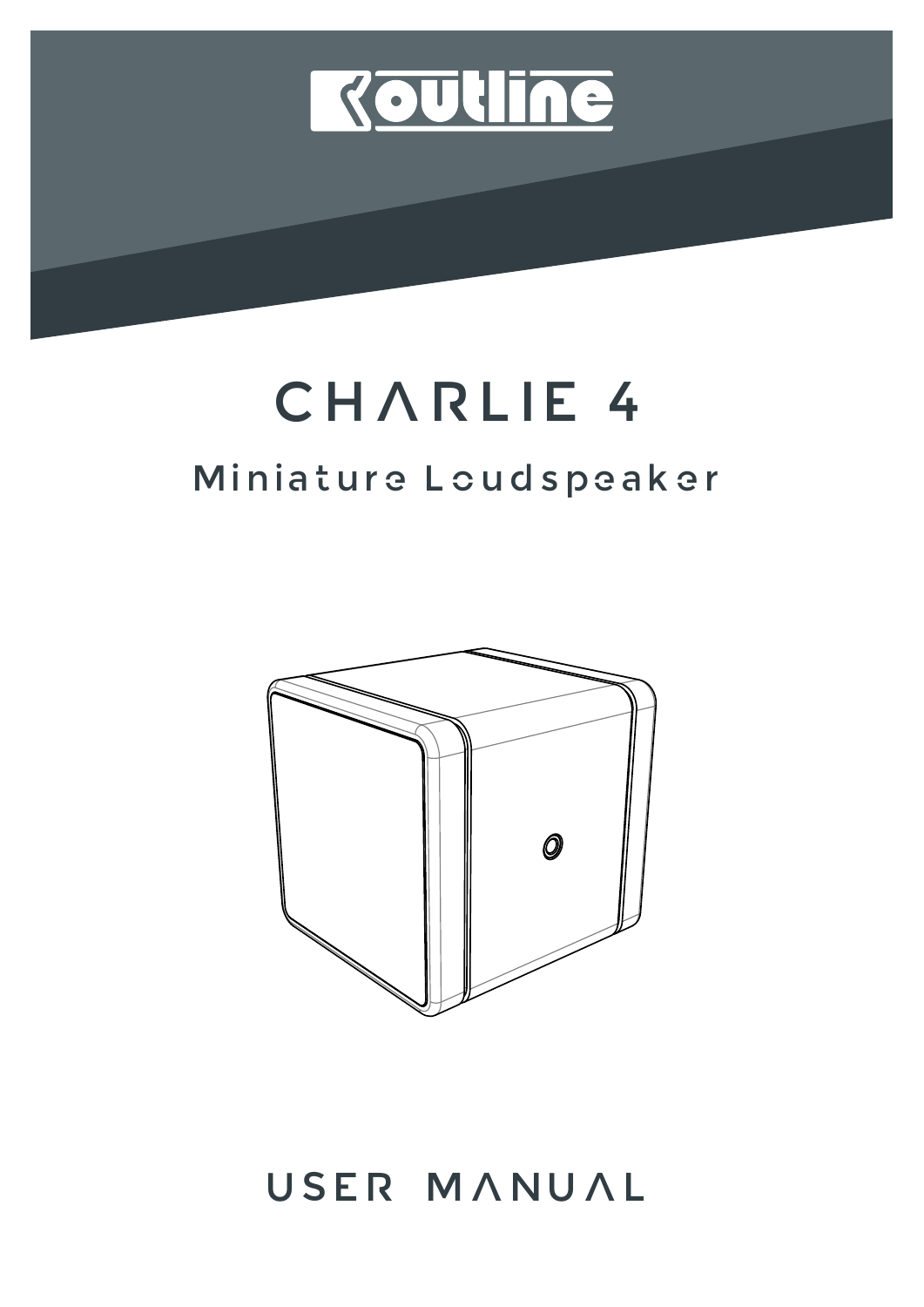outline

# CHARLIE 4

## Miniature Loudspeaker

## USER MANUAL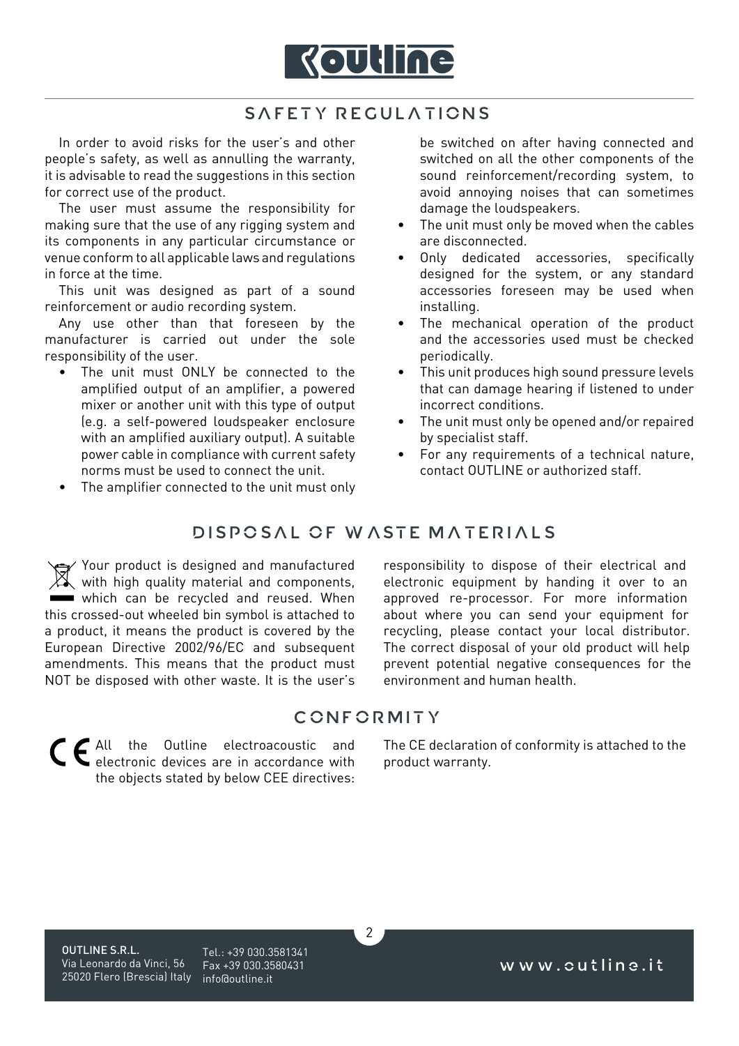# SAFETY REGULATIONS

In order to avoid risks for the user's and other people's safety, as well as annulling the warranty, it is advisable to read the suggestions in this section for correct use of the product.

The user must assume the responsibility for making sure that the use of any rigging system and its components in any particular circumstance or venue conform to all applicable laws and regulations in force at the time.

This unit was designed as part of a sound reinforcement or audio recording system.

Any use other than that foreseen by the manufacturer is carried out under the sole responsibility of the user.

- The unit must ONLY be connected to the amplified output of an amplifier, a powered mixer or another unit with this type of output (e.g. a self-powered loudspeaker enclosure with an amplified auxiliary output). A suitable power cable in compliance with current safety norms must be used to connect the unit.
- The amplifier connected to the unit must only be switched on after having connected and switched on all the other components of the sound reinforcement/recording system, to avoid annoying noises that can sometimes damage the loudspeakers.
- The unit must only be moved when the cables are disconnected.
- Only dedicated accessories, specifically designed for the system, or any standard accessories foreseen may be used when installing.
- The mechanical operation of the product and the accessories used must be checked periodically.
- This unit produces high sound pressure levels that can damage hearing if listened to under incorrect conditions.
- The unit must only be opened and/or repaired by specialist staff.
- For any requirements of a technical nature, contact OUTLINE or authorized staff.

# DISPOSAL OF WASTE MATERIALS

Your product is designed and manufactured with high quality material and components, which can be recycled and reused. When this crossed-out wheeled bin symbol is attached to a product, it means the product is covered by the European Directive 2002/96/EC and subsequent amendments. This means that the product must NOT be disposed with other waste. It is the user's responsibility to dispose of their electrical and electronic equipment by handing it over to an approved re-processor. For more information about where you can send your equipment for recycling, please contact your local distributor. The correct disposal of your old product will help prevent potential negative consequences for the environment and human health.

# CONFORMITY

All the Outline electroacoustic and electronic devices are in accordance with the objects stated by below CEE directives: The CE declaration of conformity is attached to the product warranty.

OUTLINE S.R.L.
Via Leonardo da Vinci, 56
25020 Flero (Brescia) Italy

Tel.: +39 030.3581341
Fax +39 030.3580431
info@outline.it

www.outline.it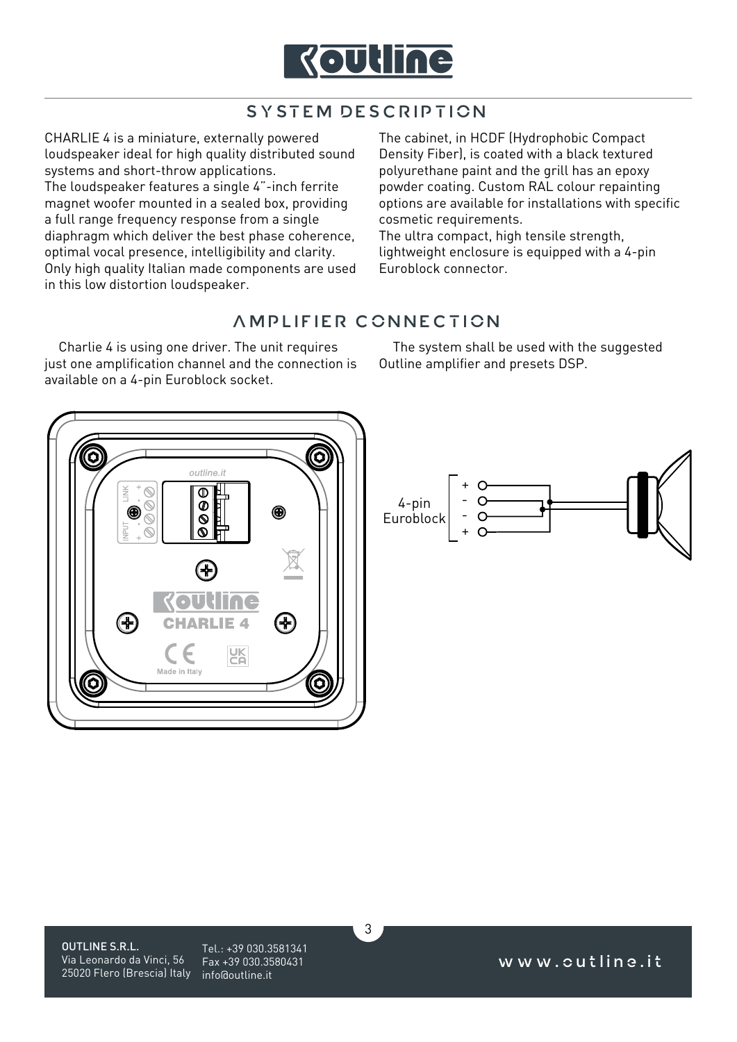## SYSTEM DESCRIPTION

CHARLIE 4 is a miniature, externally powered loudspeaker ideal for high quality distributed sound systems and short-throw applications.
The loudspeaker features a single 4"-inch ferrite magnet woofer mounted in a sealed box, providing a full range frequency response from a single diaphragm which deliver the best phase coherence, optimal vocal presence, intelligibility and clarity.
Only high quality Italian made components are used in this low distortion loudspeaker.

The cabinet, in HCDF (Hydrophobic Compact Density Fiber), is coated with a black textured polyurethane paint and the grill has an epoxy powder coating. Custom RAL colour repainting options are available for installations with specific cosmetic requirements.
The ultra compact, high tensile strength, lightweight enclosure is equipped with a 4-pin Euroblock connector.

## AMPLIFIER CONNECTION

Charlie 4 is using one driver. The unit requires just one amplification channel and the connection is available on a 4-pin Euroblock socket.

The system shall be used with the suggested Outline amplifier and presets DSP.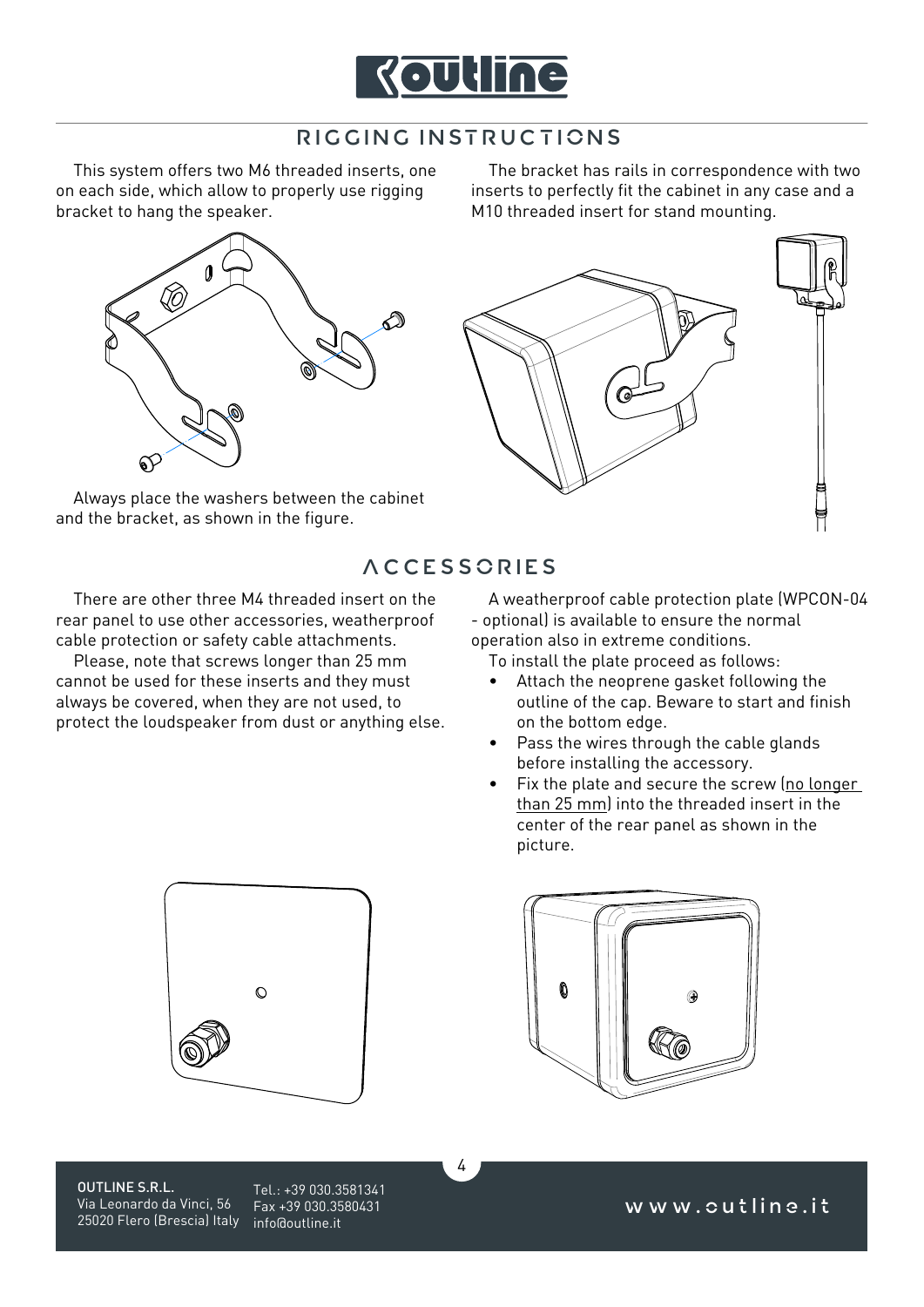## RIGGING INSTRUCTIONS

This system offers two M6 threaded inserts, one on each side, which allow to properly use rigging bracket to hang the speaker.

Always place the washers between the cabinet and the bracket, as shown in the figure.

The bracket has rails in correspondence with two inserts to perfectly fit the cabinet in any case and a M10 threaded insert for stand mounting.

## ACCESSORIES

There are other three M4 threaded insert on the rear panel to use other accessories, weatherproof cable protection or safety cable attachments.

Please, note that screws longer than 25 mm cannot be used for these inserts and they must always be covered, when they are not used, to protect the loudspeaker from dust or anything else.

A weatherproof cable protection plate (WPCON-04 - optional) is available to ensure the normal operation also in extreme conditions.

To install the plate proceed as follows:

- Attach the neoprene gasket following the outline of the cap. Beware to start and finish on the bottom edge.
- Pass the wires through the cable glands before installing the accessory.
- Fix the plate and secure the screw (<u>no longer than 25 mm</u>) into the threaded insert in the center of the rear panel as shown in the picture.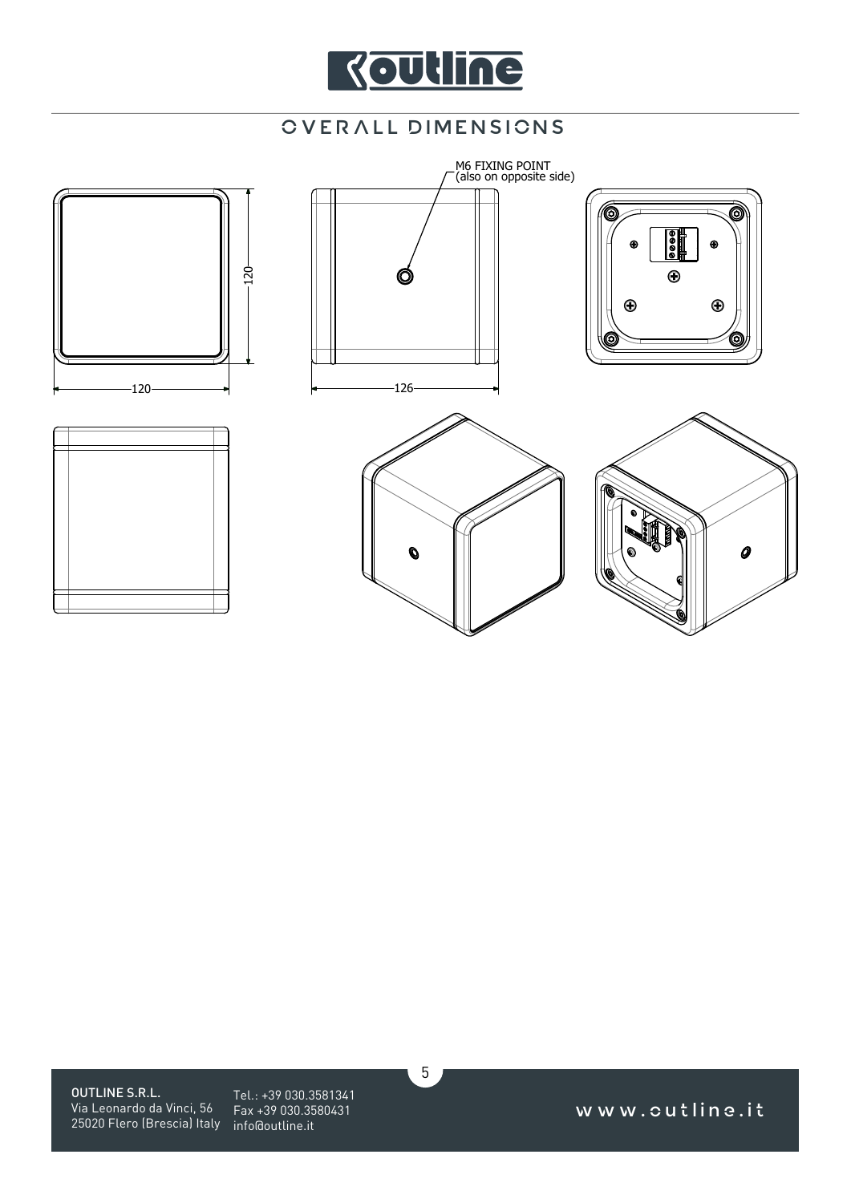# OVERALL DIMENSIONS

M6 FIXING POINT
(also on opposite side)

120

120

126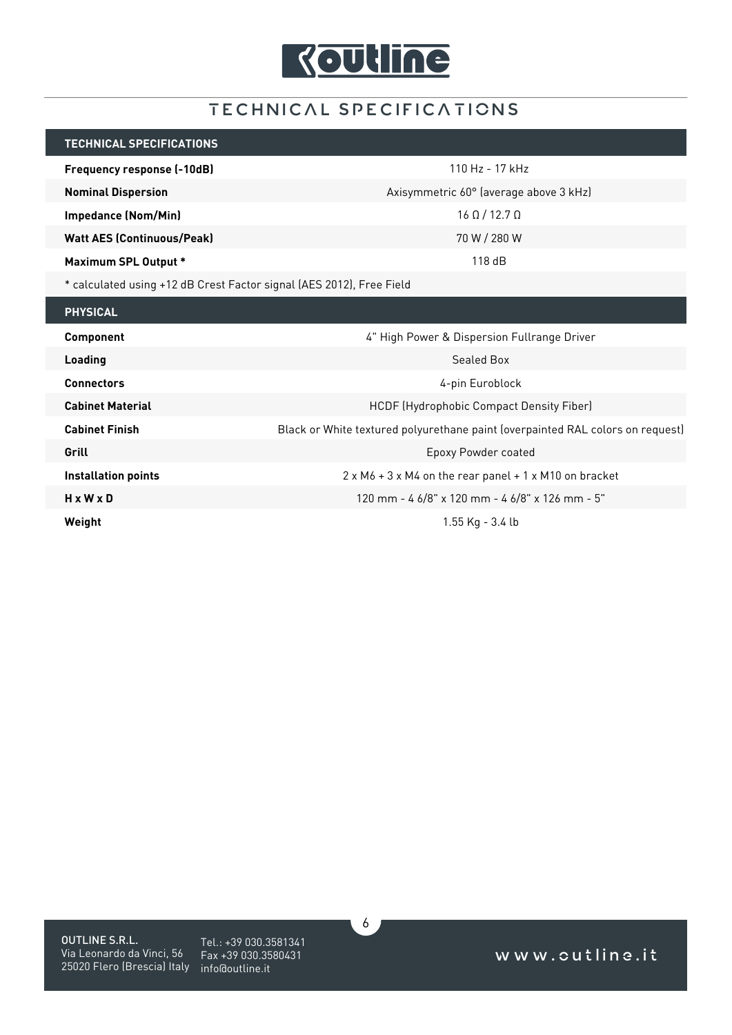# TECHNICAL SPECIFICATIONS

| TECHNICAL SPECIFICATIONS | |
|---|---|
| **Frequency response (-10dB)** | 110 Hz - 17 kHz |
| **Nominal Dispersion** | Axisymmetric 60° (average above 3 kHz) |
| **Impedance (Nom/Min)** | 16 Ω / 12.7 Ω |
| **Watt AES (Continuous/Peak)** | 70 W / 280 W |
| **Maximum SPL Output *** | 118 dB |
| * calculated using +12 dB Crest Factor signal (AES 2012), Free Field | |

| PHYSICAL | |
|---|---|
| **Component** | 4" High Power & Dispersion Fullrange Driver |
| **Loading** | Sealed Box |
| **Connectors** | 4-pin Euroblock |
| **Cabinet Material** | HCDF (Hydrophobic Compact Density Fiber) |
| **Cabinet Finish** | Black or White textured polyurethane paint (overpainted RAL colors on request) |
| **Grill** | Epoxy Powder coated |
| **Installation points** | 2 x M6 + 3 x M4 on the rear panel + 1 x M10 on bracket |
| **H x W x D** | 120 mm - 4 6/8" x 120 mm - 4 6/8" x 126 mm - 5" |
| **Weight** | 1.55 Kg - 3.4 lb |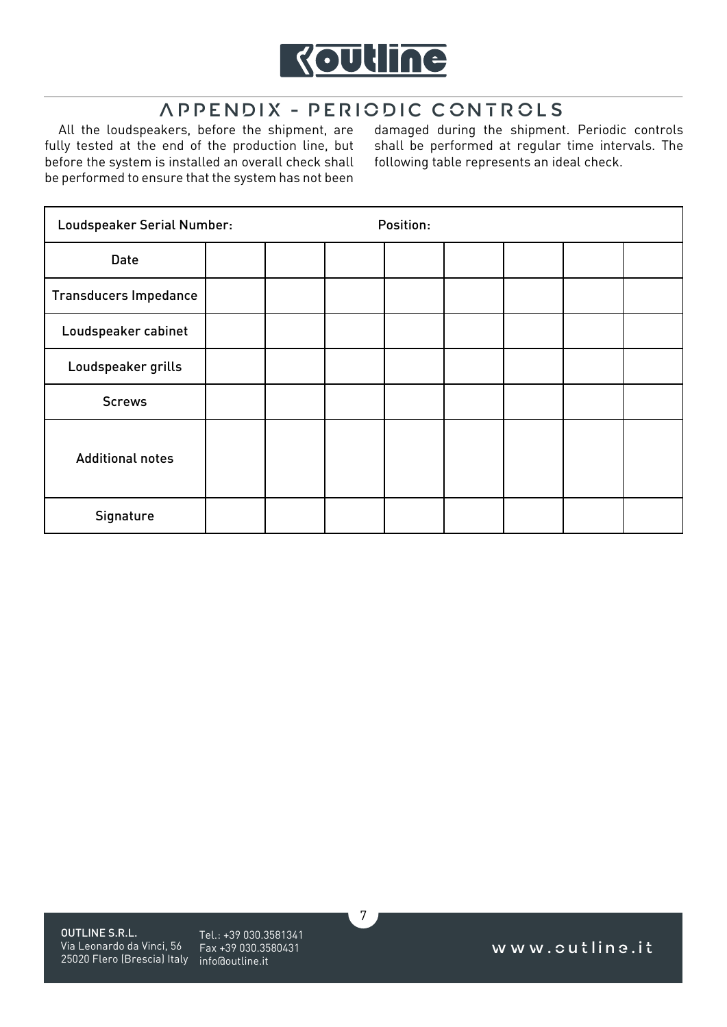# APPENDIX - PERIODIC CONTROLS

All the loudspeakers, before the shipment, are fully tested at the end of the production line, but before the system is installed an overall check shall be performed to ensure that the system has not been damaged during the shipment. Periodic controls shall be performed at regular time intervals. The following table represents an ideal check.

| Loudspeaker Serial Number: | | | | Position: | | | | |
|---|---|---|---|---|---|---|---|---|
| Date | | | | | | | | |
| Transducers Impedance | | | | | | | | |
| Loudspeaker cabinet | | | | | | | | |
| Loudspeaker grills | | | | | | | | |
| Screws | | | | | | | | |
| Additional notes | | | | | | | | |
| Signature | | | | | | | | |

**OUTLINE S.R.L.**
Via Leonardo da Vinci, 56
25020 Flero (Brescia) Italy

Tel.: +39 030.3581341
Fax +39 030.3580431
info@outline.it

www.outline.it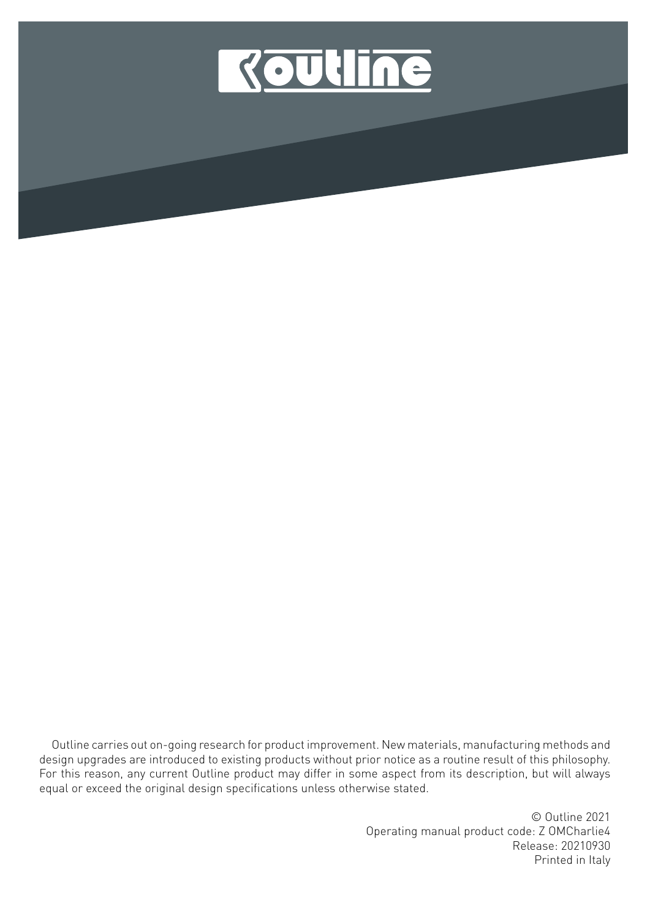Outline carries out on-going research for product improvement. New materials, manufacturing methods and design upgrades are introduced to existing products without prior notice as a routine result of this philosophy. For this reason, any current Outline product may differ in some aspect from its description, but will always equal or exceed the original design specifications unless otherwise stated.

© Outline 2021
Operating manual product code: Z OMCharlie4
Release: 20210930
Printed in Italy